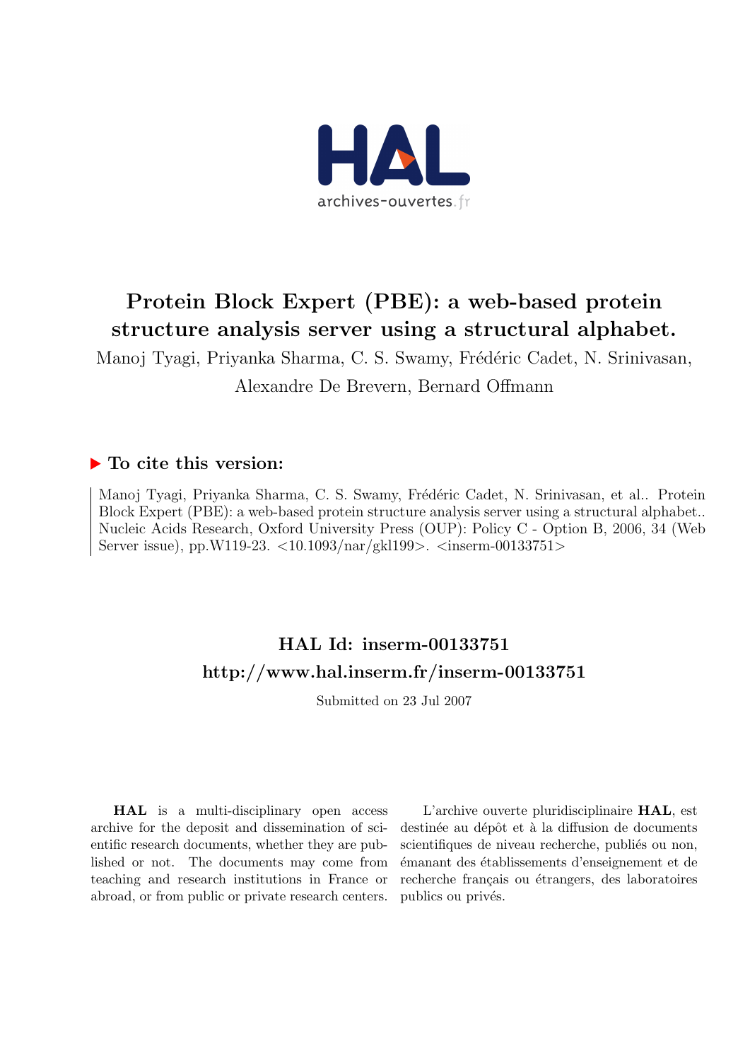# Protein Block Expert (PBE): a web-based protein structure analysis server using a structural alphabet.

Manoj Tyagi, Priyanka Sharma, C. S. Swamy, Frédéric Cadet, N. Srinivasan, Alexandre De Brevern, Bernard Offmann

## ▶ To cite this version:

Manoj Tyagi, Priyanka Sharma, C. S. Swamy, Frédéric Cadet, N. Srinivasan, et al.. Protein Block Expert (PBE): a web-based protein structure analysis server using a structural alphabet.. Nucleic Acids Research, Oxford University Press (OUP): Policy C - Option B, 2006, 34 (Web Server issue), pp.W119-23. <10.1093/nar/gkl199>. <inserm-00133751>

## HAL Id: inserm-00133751

## http://www.hal.inserm.fr/inserm-00133751

Submitted on 23 Jul 2007

**HAL** is a multi-disciplinary open access archive for the deposit and dissemination of scientific research documents, whether they are published or not. The documents may come from teaching and research institutions in France or abroad, or from public or private research centers.

L'archive ouverte pluridisciplinaire **HAL**, est destinée au dépôt et à la diffusion de documents scientifiques de niveau recherche, publiés ou non, émanant des établissements d'enseignement et de recherche français ou étrangers, des laboratoires publics ou privés.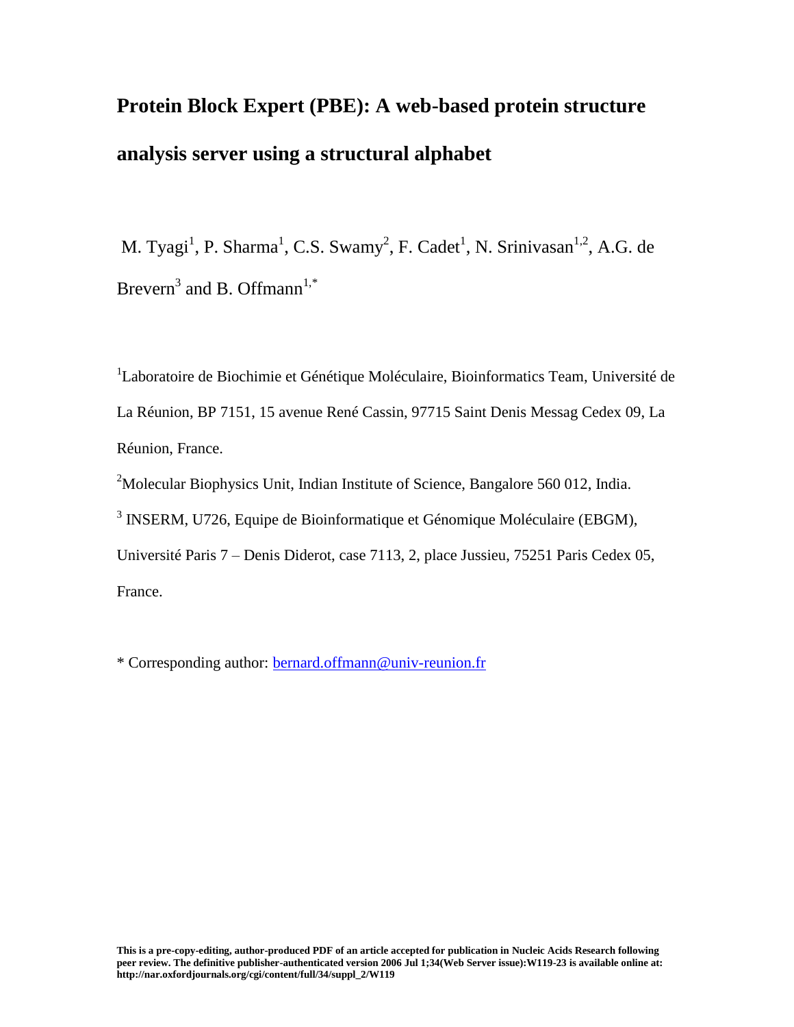# Protein Block Expert (PBE): A web-based protein structure analysis server using a structural alphabet

M. Tyagi[1], P. Sharma[1], C.S. Swamy[2], F. Cadet[1], N. Srinivasan[1,2], A.G. de Brevern[3] and B. Offmann[1,*]

[1]Laboratoire de Biochimie et Génétique Moléculaire, Bioinformatics Team, Université de La Réunion, BP 7151, 15 avenue René Cassin, 97715 Saint Denis Messag Cedex 09, La Réunion, France.

[2]Molecular Biophysics Unit, Indian Institute of Science, Bangalore 560 012, India.

[3] INSERM, U726, Equipe de Bioinformatique et Génomique Moléculaire (EBGM), Université Paris 7 – Denis Diderot, case 7113, 2, place Jussieu, 75251 Paris Cedex 05, France.

* Corresponding author: bernard.offmann@univ-reunion.fr

**This is a pre-copy-editing, author-produced PDF of an article accepted for publication in Nucleic Acids Research following peer review. The definitive publisher-authenticated version 2006 Jul 1;34(Web Server issue):W119-23 is available online at: http://nar.oxfordjournals.org/cgi/content/full/34/suppl_2/W119**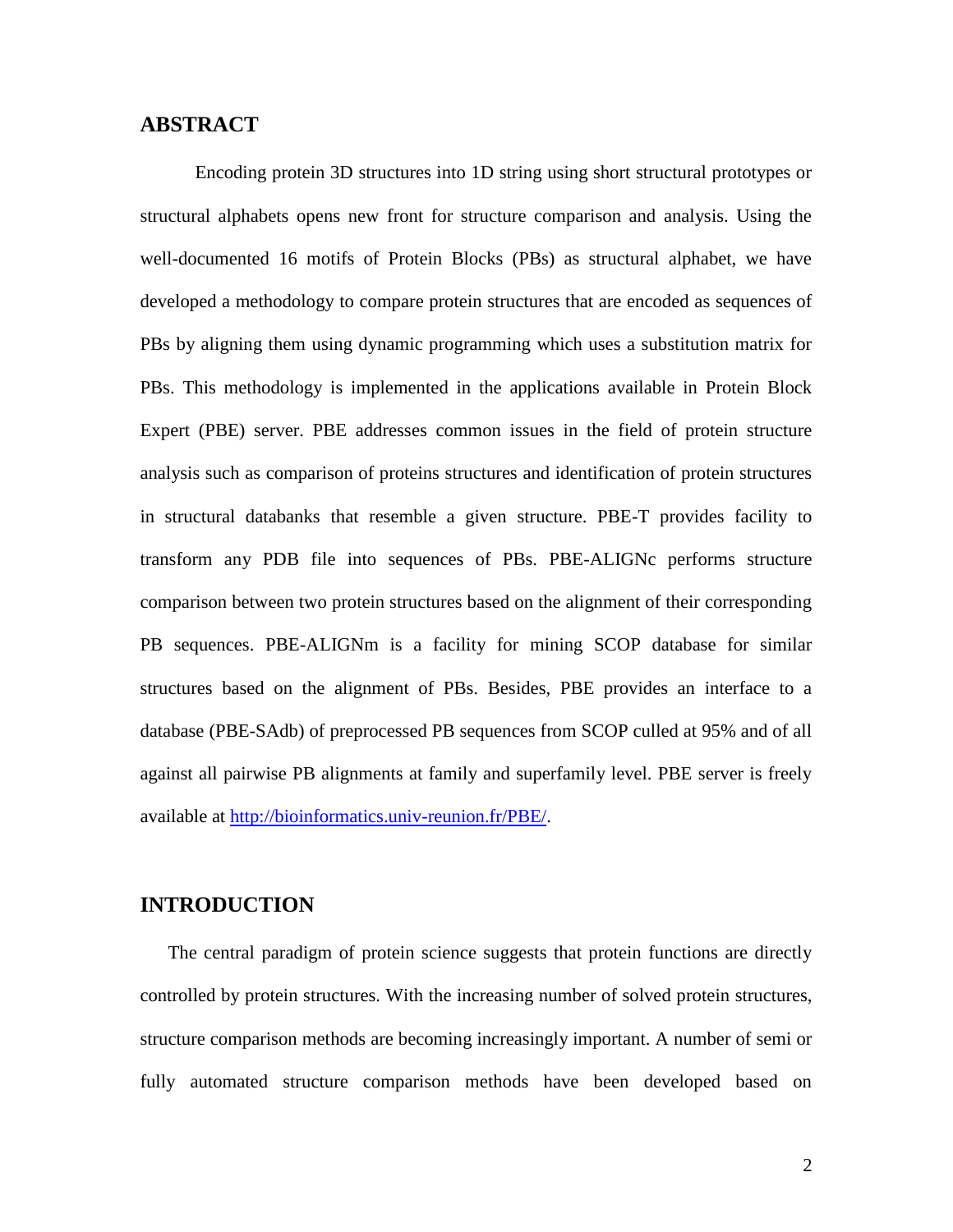## ABSTRACT

Encoding protein 3D structures into 1D string using short structural prototypes or structural alphabets opens new front for structure comparison and analysis. Using the well-documented 16 motifs of Protein Blocks (PBs) as structural alphabet, we have developed a methodology to compare protein structures that are encoded as sequences of PBs by aligning them using dynamic programming which uses a substitution matrix for PBs. This methodology is implemented in the applications available in Protein Block Expert (PBE) server. PBE addresses common issues in the field of protein structure analysis such as comparison of proteins structures and identification of protein structures in structural databanks that resemble a given structure. PBE-T provides facility to transform any PDB file into sequences of PBs. PBE-ALIGNc performs structure comparison between two protein structures based on the alignment of their corresponding PB sequences. PBE-ALIGNm is a facility for mining SCOP database for similar structures based on the alignment of PBs. Besides, PBE provides an interface to a database (PBE-SAdb) of preprocessed PB sequences from SCOP culled at 95% and of all against all pairwise PB alignments at family and superfamily level. PBE server is freely available at http://bioinformatics.univ-reunion.fr/PBE/.

## INTRODUCTION

The central paradigm of protein science suggests that protein functions are directly controlled by protein structures. With the increasing number of solved protein structures, structure comparison methods are becoming increasingly important. A number of semi or fully automated structure comparison methods have been developed based on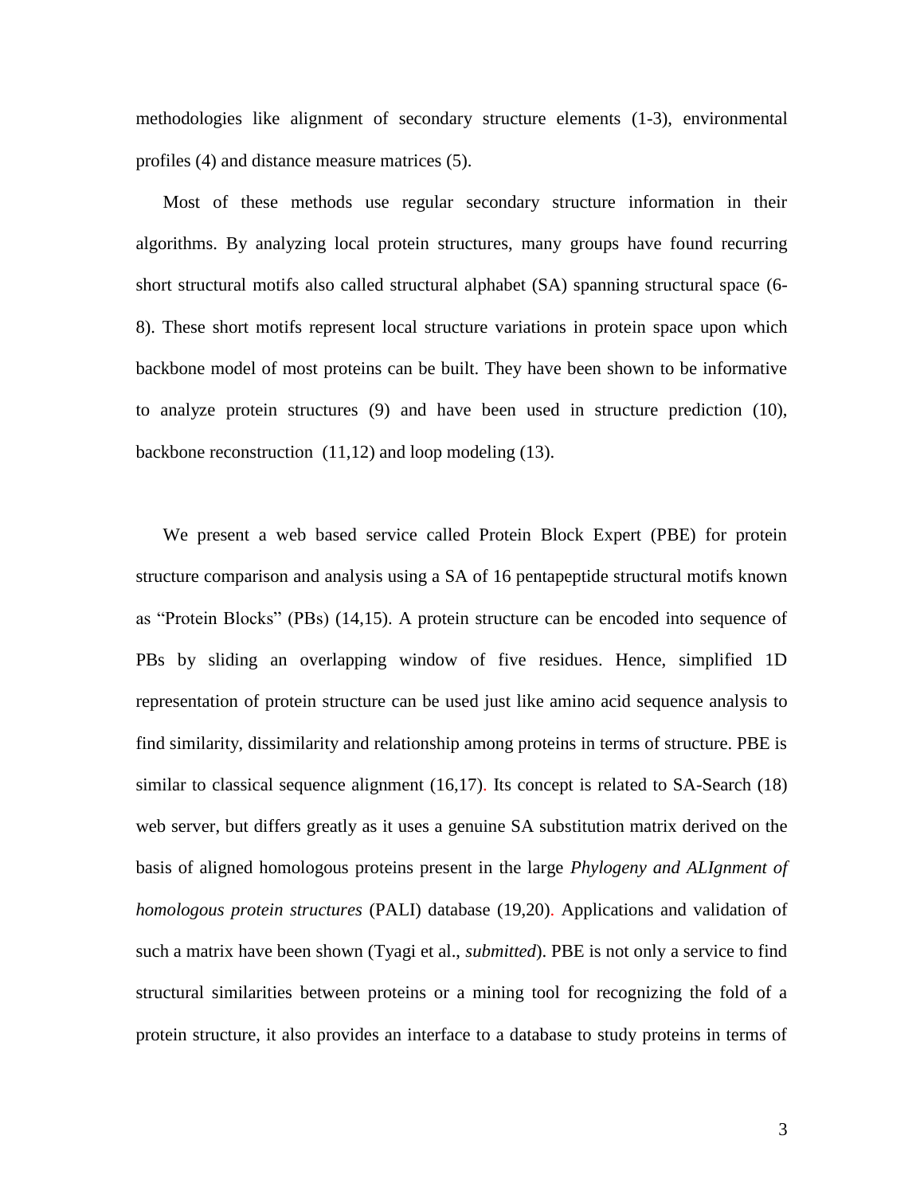methodologies like alignment of secondary structure elements (1-3), environmental profiles (4) and distance measure matrices (5).

Most of these methods use regular secondary structure information in their algorithms. By analyzing local protein structures, many groups have found recurring short structural motifs also called structural alphabet (SA) spanning structural space (6-8). These short motifs represent local structure variations in protein space upon which backbone model of most proteins can be built. They have been shown to be informative to analyze protein structures (9) and have been used in structure prediction (10), backbone reconstruction (11,12) and loop modeling (13).

We present a web based service called Protein Block Expert (PBE) for protein structure comparison and analysis using a SA of 16 pentapeptide structural motifs known as "Protein Blocks" (PBs) (14,15). A protein structure can be encoded into sequence of PBs by sliding an overlapping window of five residues. Hence, simplified 1D representation of protein structure can be used just like amino acid sequence analysis to find similarity, dissimilarity and relationship among proteins in terms of structure. PBE is similar to classical sequence alignment (16,17). Its concept is related to SA-Search (18) web server, but differs greatly as it uses a genuine SA substitution matrix derived on the basis of aligned homologous proteins present in the large *Phylogeny and ALIgnment of homologous protein structures* (PALI) database (19,20). Applications and validation of such a matrix have been shown (Tyagi et al., *submitted*). PBE is not only a service to find structural similarities between proteins or a mining tool for recognizing the fold of a protein structure, it also provides an interface to a database to study proteins in terms of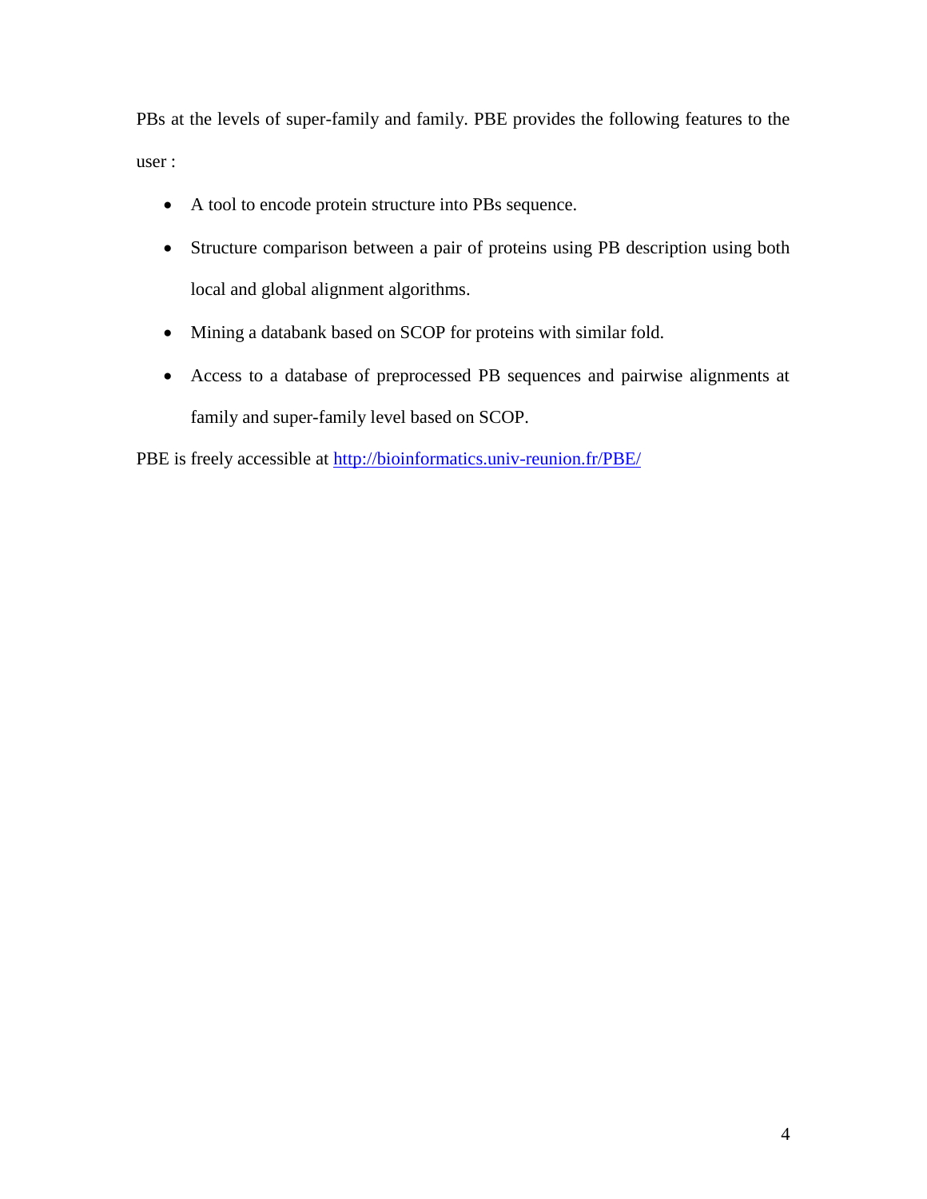PBs at the levels of super-family and family. PBE provides the following features to the user :

- A tool to encode protein structure into PBs sequence.
- Structure comparison between a pair of proteins using PB description using both local and global alignment algorithms.
- Mining a databank based on SCOP for proteins with similar fold.
- Access to a database of preprocessed PB sequences and pairwise alignments at family and super-family level based on SCOP.

PBE is freely accessible at http://bioinformatics.univ-reunion.fr/PBE/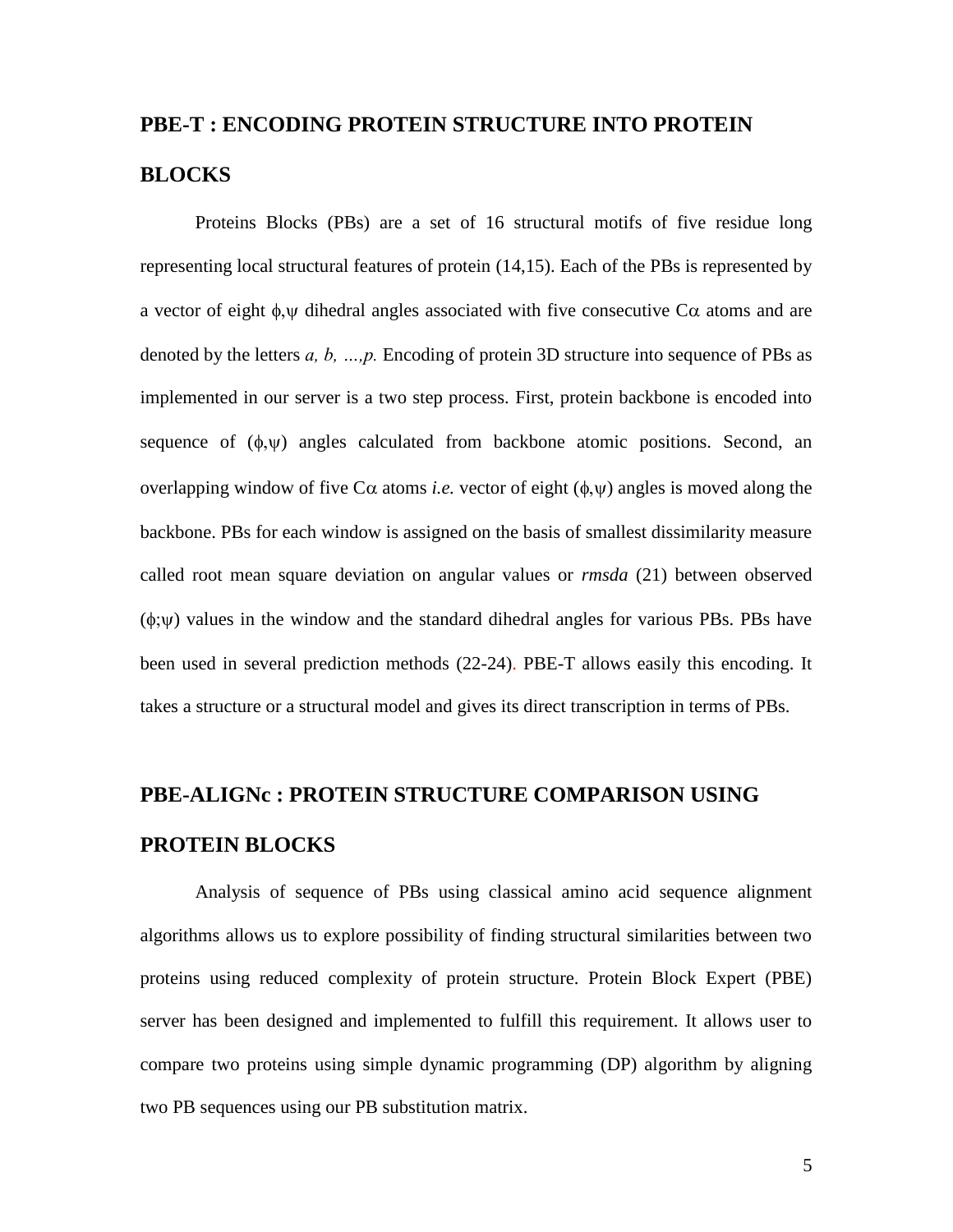## PBE-T : ENCODING PROTEIN STRUCTURE INTO PROTEIN BLOCKS

Proteins Blocks (PBs) are a set of 16 structural motifs of five residue long representing local structural features of protein (14,15). Each of the PBs is represented by a vector of eight $\phi,\psi$ dihedral angles associated with five consecutive C$\alpha$ atoms and are denoted by the letters *a, b, …,p.* Encoding of protein 3D structure into sequence of PBs as implemented in our server is a two step process. First, protein backbone is encoded into sequence of ($\phi,\psi$) angles calculated from backbone atomic positions. Second, an overlapping window of five C$\alpha$ atoms *i.e.* vector of eight ($\phi,\psi$) angles is moved along the backbone. PBs for each window is assigned on the basis of smallest dissimilarity measure called root mean square deviation on angular values or *rmsda* (21) between observed ($\phi;\psi$) values in the window and the standard dihedral angles for various PBs. PBs have been used in several prediction methods (22-24). PBE-T allows easily this encoding. It takes a structure or a structural model and gives its direct transcription in terms of PBs.

## PBE-ALIGNc : PROTEIN STRUCTURE COMPARISON USING PROTEIN BLOCKS

Analysis of sequence of PBs using classical amino acid sequence alignment algorithms allows us to explore possibility of finding structural similarities between two proteins using reduced complexity of protein structure. Protein Block Expert (PBE) server has been designed and implemented to fulfill this requirement. It allows user to compare two proteins using simple dynamic programming (DP) algorithm by aligning two PB sequences using our PB substitution matrix.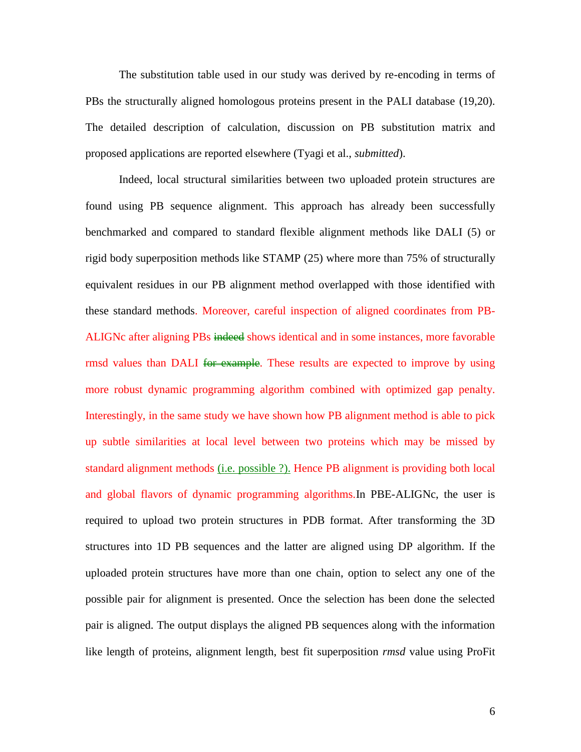The substitution table used in our study was derived by re-encoding in terms of PBs the structurally aligned homologous proteins present in the PALI database (19,20). The detailed description of calculation, discussion on PB substitution matrix and proposed applications are reported elsewhere (Tyagi et al., *submitted*).

Indeed, local structural similarities between two uploaded protein structures are found using PB sequence alignment. This approach has already been successfully benchmarked and compared to standard flexible alignment methods like DALI (5) or rigid body superposition methods like STAMP (25) where more than 75% of structurally equivalent residues in our PB alignment method overlapped with those identified with these standard methods. Moreover, careful inspection of aligned coordinates from PB-ALIGNc after aligning PBs ~~indeed~~ shows identical and in some instances, more favorable rmsd values than DALI ~~for example~~. These results are expected to improve by using more robust dynamic programming algorithm combined with optimized gap penalty. Interestingly, in the same study we have shown how PB alignment method is able to pick up subtle similarities at local level between two proteins which may be missed by standard alignment methods (i.e. possible ?). Hence PB alignment is providing both local and global flavors of dynamic programming algorithms.In PBE-ALIGNc, the user is required to upload two protein structures in PDB format. After transforming the 3D structures into 1D PB sequences and the latter are aligned using DP algorithm. If the uploaded protein structures have more than one chain, option to select any one of the possible pair for alignment is presented. Once the selection has been done the selected pair is aligned. The output displays the aligned PB sequences along with the information like length of proteins, alignment length, best fit superposition *rmsd* value using ProFit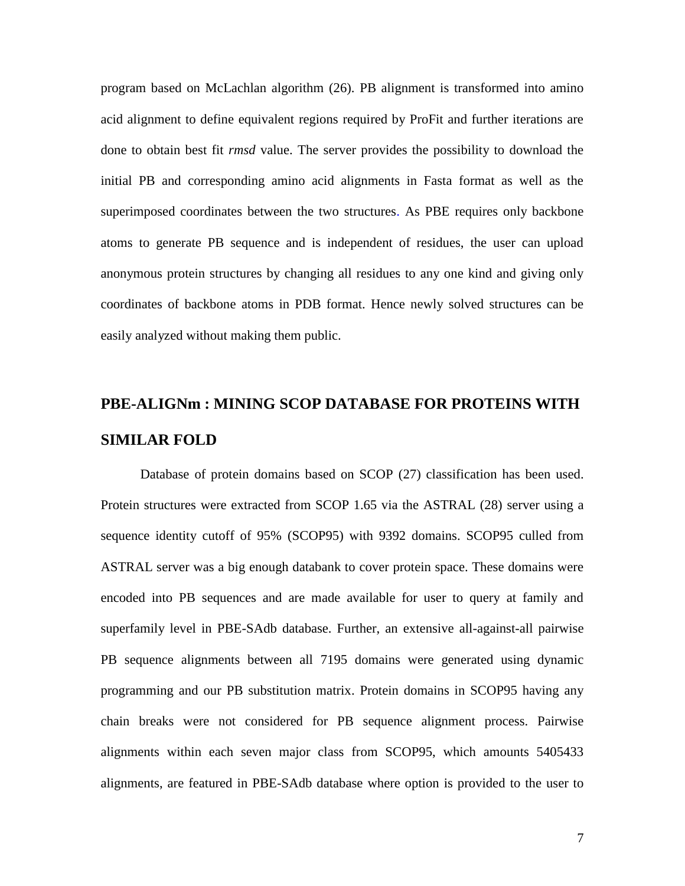program based on McLachlan algorithm (26). PB alignment is transformed into amino acid alignment to define equivalent regions required by ProFit and further iterations are done to obtain best fit *rmsd* value. The server provides the possibility to download the initial PB and corresponding amino acid alignments in Fasta format as well as the superimposed coordinates between the two structures. As PBE requires only backbone atoms to generate PB sequence and is independent of residues, the user can upload anonymous protein structures by changing all residues to any one kind and giving only coordinates of backbone atoms in PDB format. Hence newly solved structures can be easily analyzed without making them public.

## PBE-ALIGNm : MINING SCOP DATABASE FOR PROTEINS WITH SIMILAR FOLD

Database of protein domains based on SCOP (27) classification has been used. Protein structures were extracted from SCOP 1.65 via the ASTRAL (28) server using a sequence identity cutoff of 95% (SCOP95) with 9392 domains. SCOP95 culled from ASTRAL server was a big enough databank to cover protein space. These domains were encoded into PB sequences and are made available for user to query at family and superfamily level in PBE-SAdb database. Further, an extensive all-against-all pairwise PB sequence alignments between all 7195 domains were generated using dynamic programming and our PB substitution matrix. Protein domains in SCOP95 having any chain breaks were not considered for PB sequence alignment process. Pairwise alignments within each seven major class from SCOP95, which amounts 5405433 alignments, are featured in PBE-SAdb database where option is provided to the user to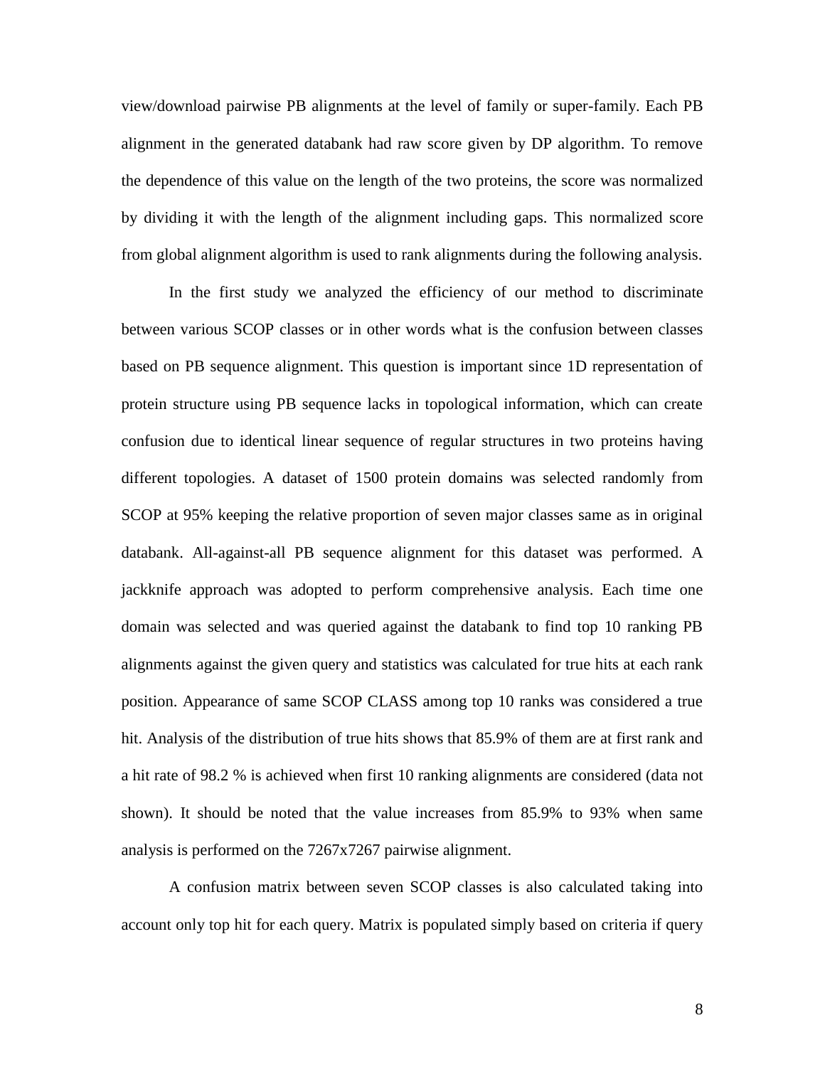view/download pairwise PB alignments at the level of family or super-family. Each PB alignment in the generated databank had raw score given by DP algorithm. To remove the dependence of this value on the length of the two proteins, the score was normalized by dividing it with the length of the alignment including gaps. This normalized score from global alignment algorithm is used to rank alignments during the following analysis.

In the first study we analyzed the efficiency of our method to discriminate between various SCOP classes or in other words what is the confusion between classes based on PB sequence alignment. This question is important since 1D representation of protein structure using PB sequence lacks in topological information, which can create confusion due to identical linear sequence of regular structures in two proteins having different topologies. A dataset of 1500 protein domains was selected randomly from SCOP at 95% keeping the relative proportion of seven major classes same as in original databank. All-against-all PB sequence alignment for this dataset was performed. A jackknife approach was adopted to perform comprehensive analysis. Each time one domain was selected and was queried against the databank to find top 10 ranking PB alignments against the given query and statistics was calculated for true hits at each rank position. Appearance of same SCOP CLASS among top 10 ranks was considered a true hit. Analysis of the distribution of true hits shows that 85.9% of them are at first rank and a hit rate of 98.2 % is achieved when first 10 ranking alignments are considered (data not shown). It should be noted that the value increases from 85.9% to 93% when same analysis is performed on the 7267x7267 pairwise alignment.

A confusion matrix between seven SCOP classes is also calculated taking into account only top hit for each query. Matrix is populated simply based on criteria if query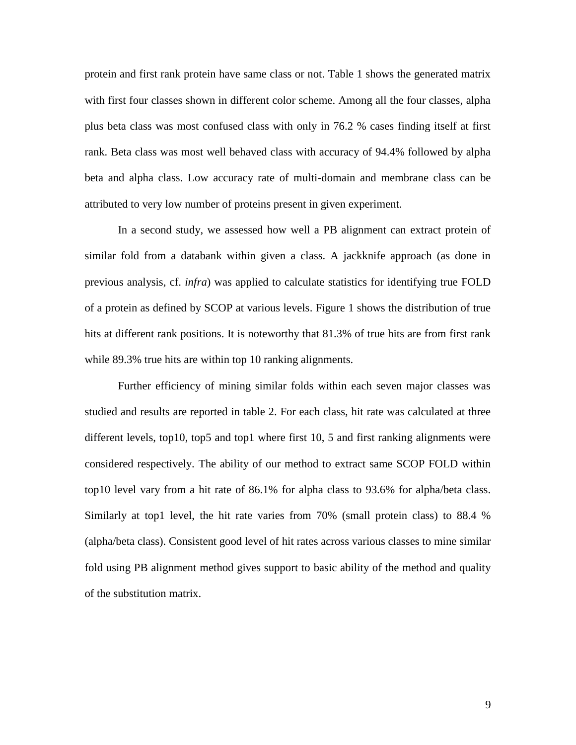protein and first rank protein have same class or not. Table 1 shows the generated matrix with first four classes shown in different color scheme. Among all the four classes, alpha plus beta class was most confused class with only in 76.2 % cases finding itself at first rank. Beta class was most well behaved class with accuracy of 94.4% followed by alpha beta and alpha class. Low accuracy rate of multi-domain and membrane class can be attributed to very low number of proteins present in given experiment.

In a second study, we assessed how well a PB alignment can extract protein of similar fold from a databank within given a class. A jackknife approach (as done in previous analysis, cf. *infra*) was applied to calculate statistics for identifying true FOLD of a protein as defined by SCOP at various levels. Figure 1 shows the distribution of true hits at different rank positions. It is noteworthy that 81.3% of true hits are from first rank while 89.3% true hits are within top 10 ranking alignments.

Further efficiency of mining similar folds within each seven major classes was studied and results are reported in table 2. For each class, hit rate was calculated at three different levels, top10, top5 and top1 where first 10, 5 and first ranking alignments were considered respectively. The ability of our method to extract same SCOP FOLD within top10 level vary from a hit rate of 86.1% for alpha class to 93.6% for alpha/beta class. Similarly at top1 level, the hit rate varies from 70% (small protein class) to 88.4 % (alpha/beta class). Consistent good level of hit rates across various classes to mine similar fold using PB alignment method gives support to basic ability of the method and quality of the substitution matrix.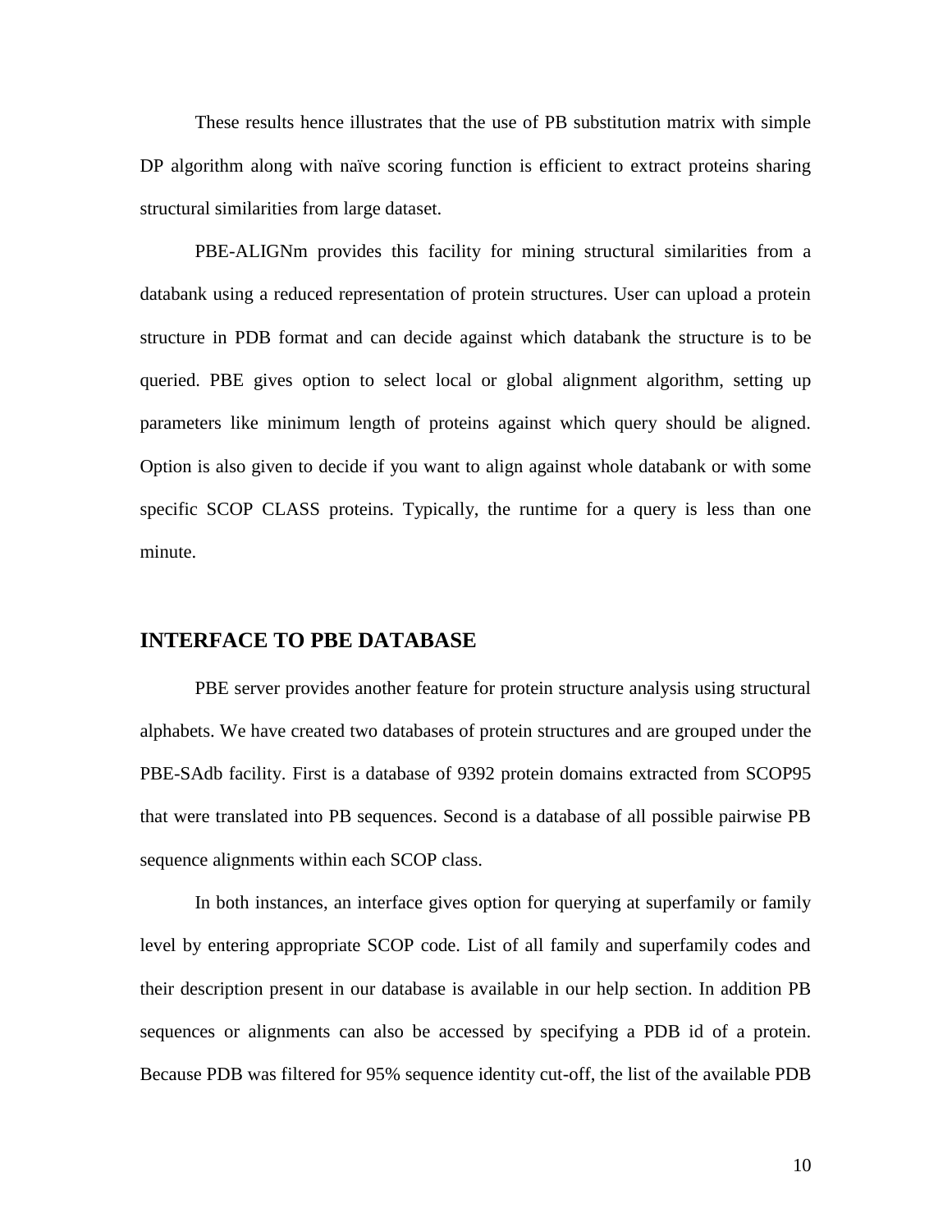These results hence illustrates that the use of PB substitution matrix with simple DP algorithm along with naïve scoring function is efficient to extract proteins sharing structural similarities from large dataset.

PBE-ALIGNm provides this facility for mining structural similarities from a databank using a reduced representation of protein structures. User can upload a protein structure in PDB format and can decide against which databank the structure is to be queried. PBE gives option to select local or global alignment algorithm, setting up parameters like minimum length of proteins against which query should be aligned. Option is also given to decide if you want to align against whole databank or with some specific SCOP CLASS proteins. Typically, the runtime for a query is less than one minute.

## INTERFACE TO PBE DATABASE

PBE server provides another feature for protein structure analysis using structural alphabets. We have created two databases of protein structures and are grouped under the PBE-SAdb facility. First is a database of 9392 protein domains extracted from SCOP95 that were translated into PB sequences. Second is a database of all possible pairwise PB sequence alignments within each SCOP class.

In both instances, an interface gives option for querying at superfamily or family level by entering appropriate SCOP code. List of all family and superfamily codes and their description present in our database is available in our help section. In addition PB sequences or alignments can also be accessed by specifying a PDB id of a protein. Because PDB was filtered for 95% sequence identity cut-off, the list of the available PDB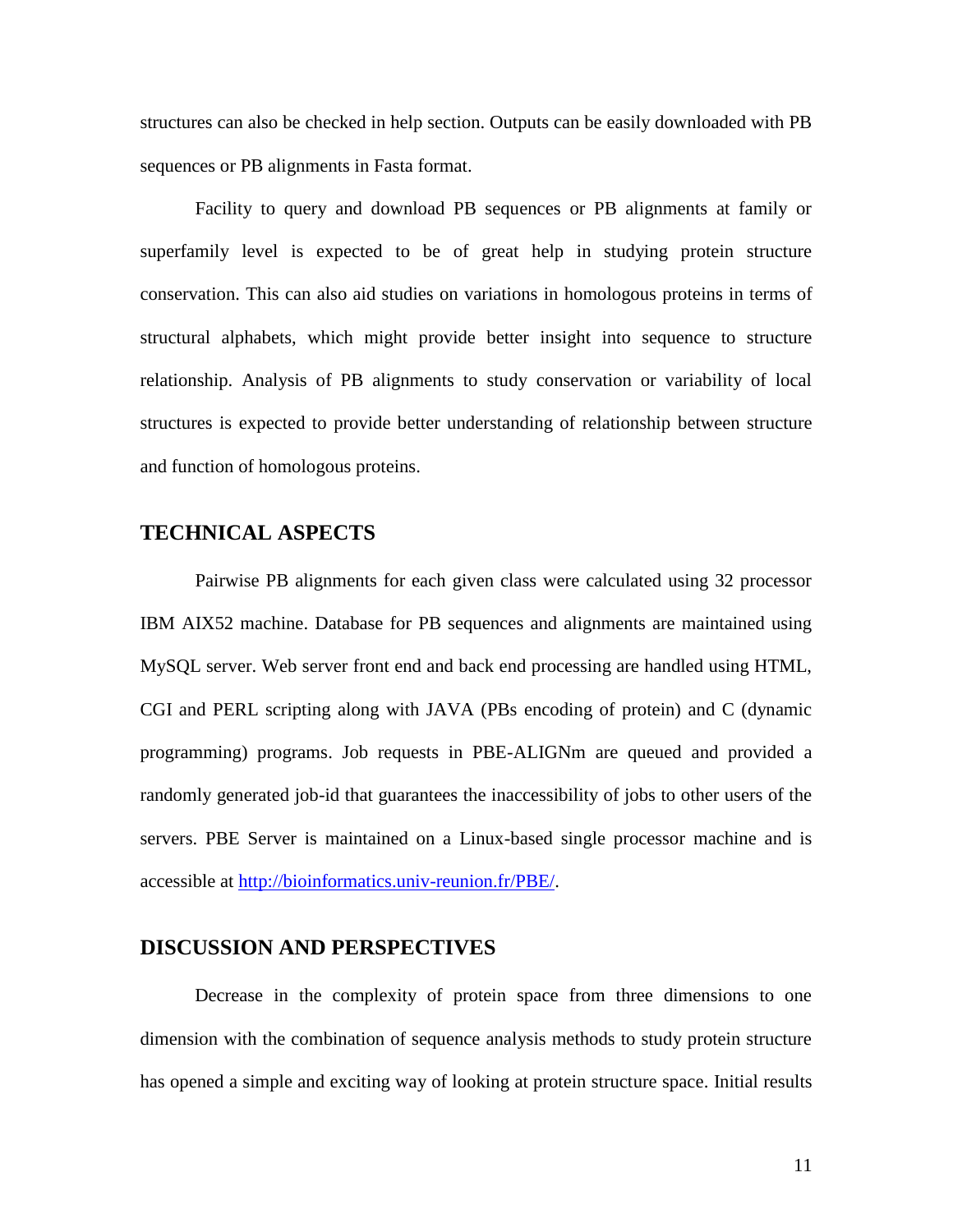structures can also be checked in help section. Outputs can be easily downloaded with PB sequences or PB alignments in Fasta format.

Facility to query and download PB sequences or PB alignments at family or superfamily level is expected to be of great help in studying protein structure conservation. This can also aid studies on variations in homologous proteins in terms of structural alphabets, which might provide better insight into sequence to structure relationship. Analysis of PB alignments to study conservation or variability of local structures is expected to provide better understanding of relationship between structure and function of homologous proteins.

## TECHNICAL ASPECTS

Pairwise PB alignments for each given class were calculated using 32 processor IBM AIX52 machine. Database for PB sequences and alignments are maintained using MySQL server. Web server front end and back end processing are handled using HTML, CGI and PERL scripting along with JAVA (PBs encoding of protein) and C (dynamic programming) programs. Job requests in PBE-ALIGNm are queued and provided a randomly generated job-id that guarantees the inaccessibility of jobs to other users of the servers. PBE Server is maintained on a Linux-based single processor machine and is accessible at [http://bioinformatics.univ-reunion.fr/PBE/](http://bioinformatics.univ-reunion.fr/PBE/).

## DISCUSSION AND PERSPECTIVES

Decrease in the complexity of protein space from three dimensions to one dimension with the combination of sequence analysis methods to study protein structure has opened a simple and exciting way of looking at protein structure space. Initial results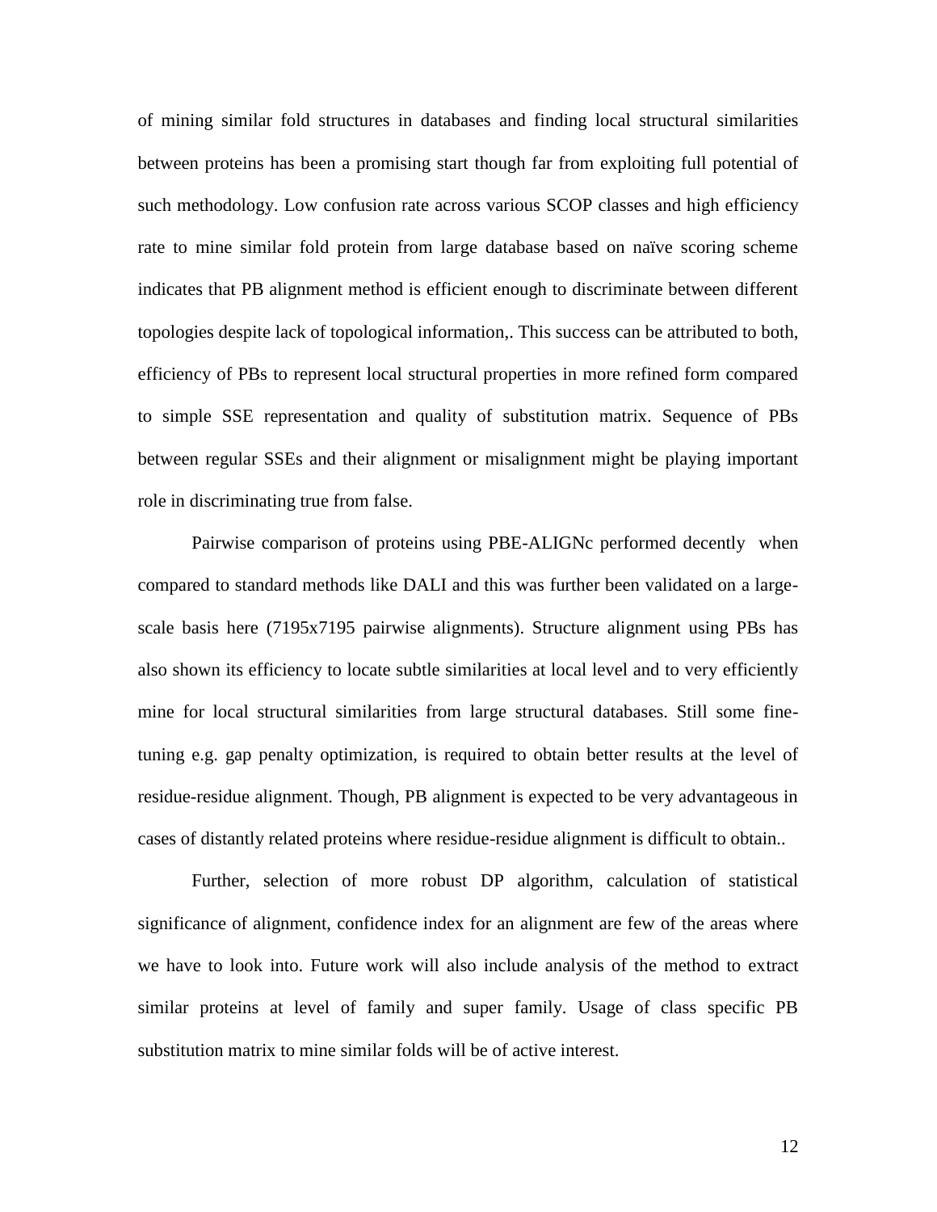of mining similar fold structures in databases and finding local structural similarities between proteins has been a promising start though far from exploiting full potential of such methodology. Low confusion rate across various SCOP classes and high efficiency rate to mine similar fold protein from large database based on naïve scoring scheme indicates that PB alignment method is efficient enough to discriminate between different topologies despite lack of topological information,. This success can be attributed to both, efficiency of PBs to represent local structural properties in more refined form compared to simple SSE representation and quality of substitution matrix. Sequence of PBs between regular SSEs and their alignment or misalignment might be playing important role in discriminating true from false.

Pairwise comparison of proteins using PBE-ALIGNc performed decently when compared to standard methods like DALI and this was further been validated on a large-scale basis here (7195x7195 pairwise alignments). Structure alignment using PBs has also shown its efficiency to locate subtle similarities at local level and to very efficiently mine for local structural similarities from large structural databases. Still some fine-tuning e.g. gap penalty optimization, is required to obtain better results at the level of residue-residue alignment. Though, PB alignment is expected to be very advantageous in cases of distantly related proteins where residue-residue alignment is difficult to obtain..

Further, selection of more robust DP algorithm, calculation of statistical significance of alignment, confidence index for an alignment are few of the areas where we have to look into. Future work will also include analysis of the method to extract similar proteins at level of family and super family. Usage of class specific PB substitution matrix to mine similar folds will be of active interest.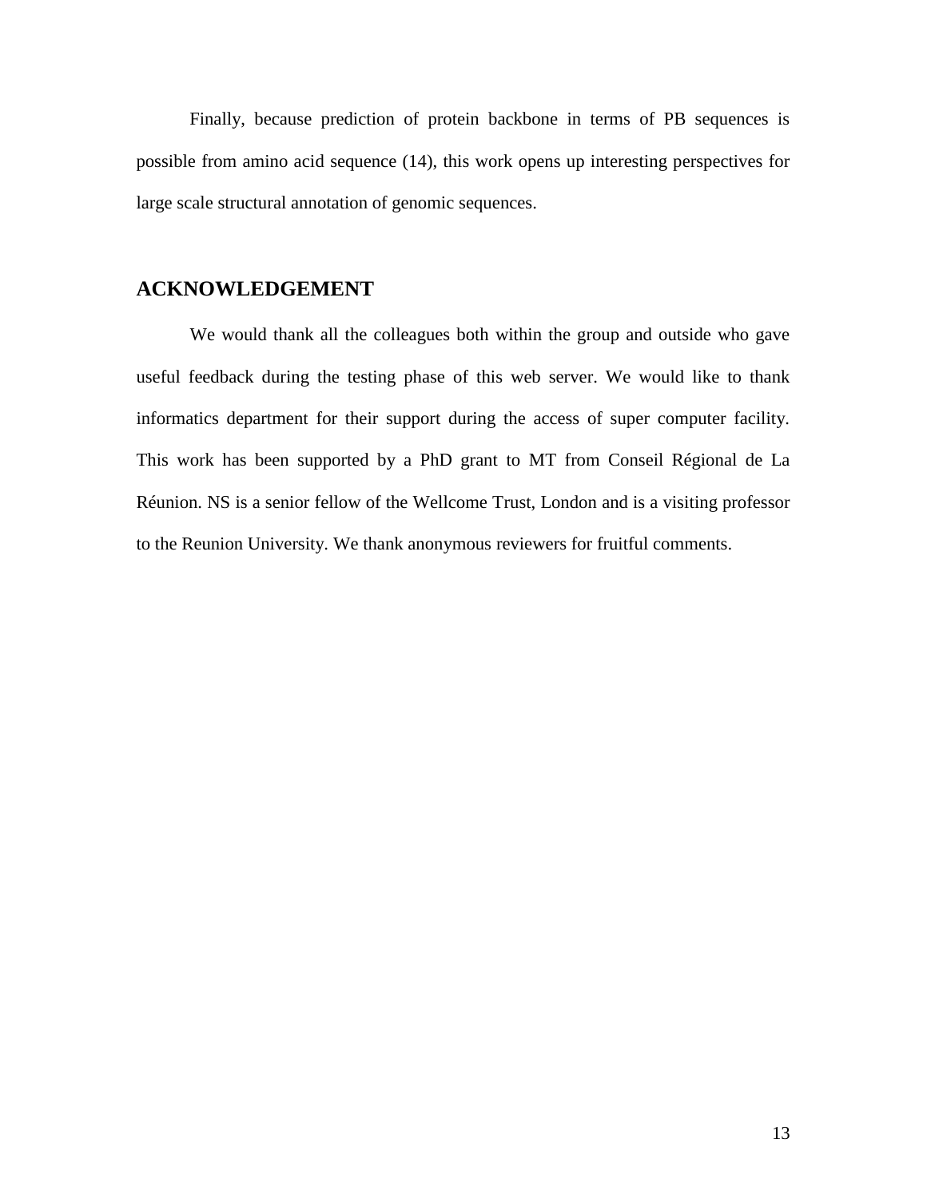Finally, because prediction of protein backbone in terms of PB sequences is possible from amino acid sequence (14), this work opens up interesting perspectives for large scale structural annotation of genomic sequences.

## ACKNOWLEDGEMENT

We would thank all the colleagues both within the group and outside who gave useful feedback during the testing phase of this web server. We would like to thank informatics department for their support during the access of super computer facility. This work has been supported by a PhD grant to MT from Conseil Régional de La Réunion. NS is a senior fellow of the Wellcome Trust, London and is a visiting professor to the Reunion University. We thank anonymous reviewers for fruitful comments.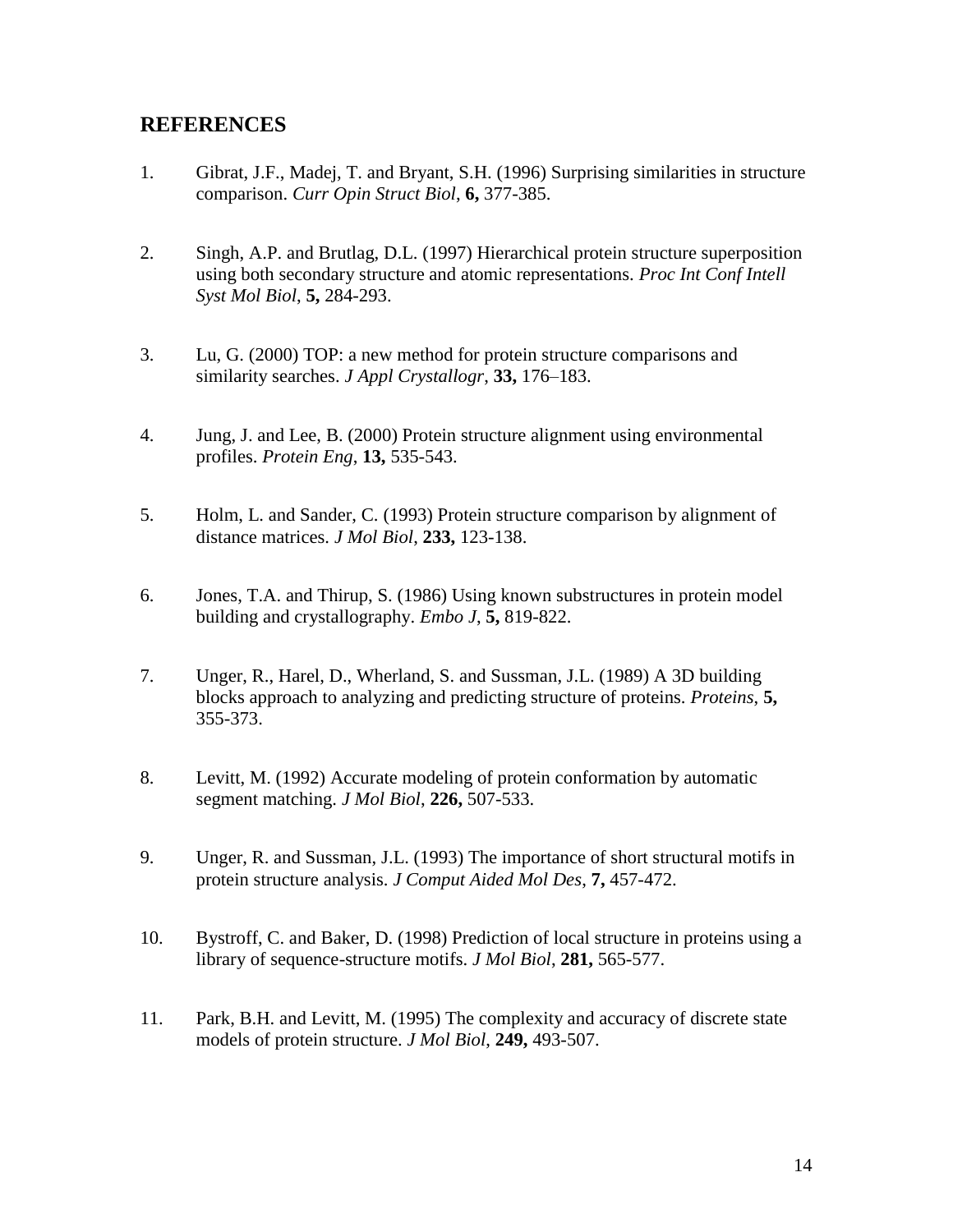## REFERENCES

1. Gibrat, J.F., Madej, T. and Bryant, S.H. (1996) Surprising similarities in structure comparison. *Curr Opin Struct Biol*, **6,** 377-385.

2. Singh, A.P. and Brutlag, D.L. (1997) Hierarchical protein structure superposition using both secondary structure and atomic representations. *Proc Int Conf Intell Syst Mol Biol*, **5,** 284-293.

3. Lu, G. (2000) TOP: a new method for protein structure comparisons and similarity searches. *J Appl Crystallogr*, **33,** 176–183.

4. Jung, J. and Lee, B. (2000) Protein structure alignment using environmental profiles. *Protein Eng*, **13,** 535-543.

5. Holm, L. and Sander, C. (1993) Protein structure comparison by alignment of distance matrices. *J Mol Biol*, **233,** 123-138.

6. Jones, T.A. and Thirup, S. (1986) Using known substructures in protein model building and crystallography. *Embo J*, **5,** 819-822.

7. Unger, R., Harel, D., Wherland, S. and Sussman, J.L. (1989) A 3D building blocks approach to analyzing and predicting structure of proteins. *Proteins*, **5,** 355-373.

8. Levitt, M. (1992) Accurate modeling of protein conformation by automatic segment matching. *J Mol Biol*, **226,** 507-533.

9. Unger, R. and Sussman, J.L. (1993) The importance of short structural motifs in protein structure analysis. *J Comput Aided Mol Des*, **7,** 457-472.

10. Bystroff, C. and Baker, D. (1998) Prediction of local structure in proteins using a library of sequence-structure motifs. *J Mol Biol*, **281,** 565-577.

11. Park, B.H. and Levitt, M. (1995) The complexity and accuracy of discrete state models of protein structure. *J Mol Biol*, **249,** 493-507.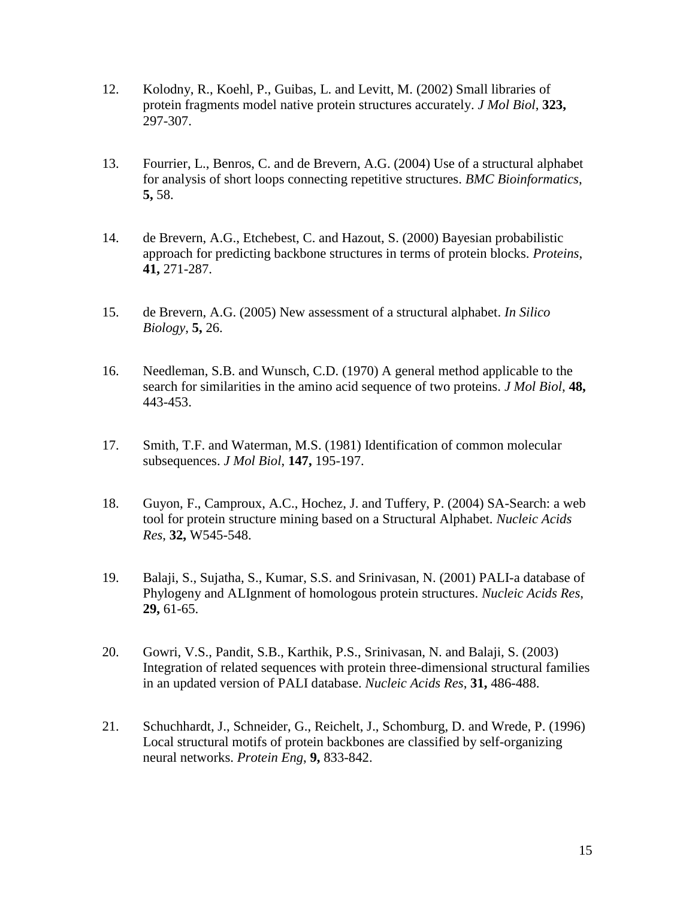12. Kolodny, R., Koehl, P., Guibas, L. and Levitt, M. (2002) Small libraries of protein fragments model native protein structures accurately. *J Mol Biol*, **323,** 297-307.

13. Fourrier, L., Benros, C. and de Brevern, A.G. (2004) Use of a structural alphabet for analysis of short loops connecting repetitive structures. *BMC Bioinformatics*, **5,** 58.

14. de Brevern, A.G., Etchebest, C. and Hazout, S. (2000) Bayesian probabilistic approach for predicting backbone structures in terms of protein blocks. *Proteins*, **41,** 271-287.

15. de Brevern, A.G. (2005) New assessment of a structural alphabet. *In Silico Biology*, **5,** 26.

16. Needleman, S.B. and Wunsch, C.D. (1970) A general method applicable to the search for similarities in the amino acid sequence of two proteins. *J Mol Biol*, **48,** 443-453.

17. Smith, T.F. and Waterman, M.S. (1981) Identification of common molecular subsequences. *J Mol Biol*, **147,** 195-197.

18. Guyon, F., Camproux, A.C., Hochez, J. and Tuffery, P. (2004) SA-Search: a web tool for protein structure mining based on a Structural Alphabet. *Nucleic Acids Res*, **32,** W545-548.

19. Balaji, S., Sujatha, S., Kumar, S.S. and Srinivasan, N. (2001) PALI-a database of Phylogeny and ALIgnment of homologous protein structures. *Nucleic Acids Res*, **29,** 61-65.

20. Gowri, V.S., Pandit, S.B., Karthik, P.S., Srinivasan, N. and Balaji, S. (2003) Integration of related sequences with protein three-dimensional structural families in an updated version of PALI database. *Nucleic Acids Res*, **31,** 486-488.

21. Schuchhardt, J., Schneider, G., Reichelt, J., Schomburg, D. and Wrede, P. (1996) Local structural motifs of protein backbones are classified by self-organizing neural networks. *Protein Eng*, **9,** 833-842.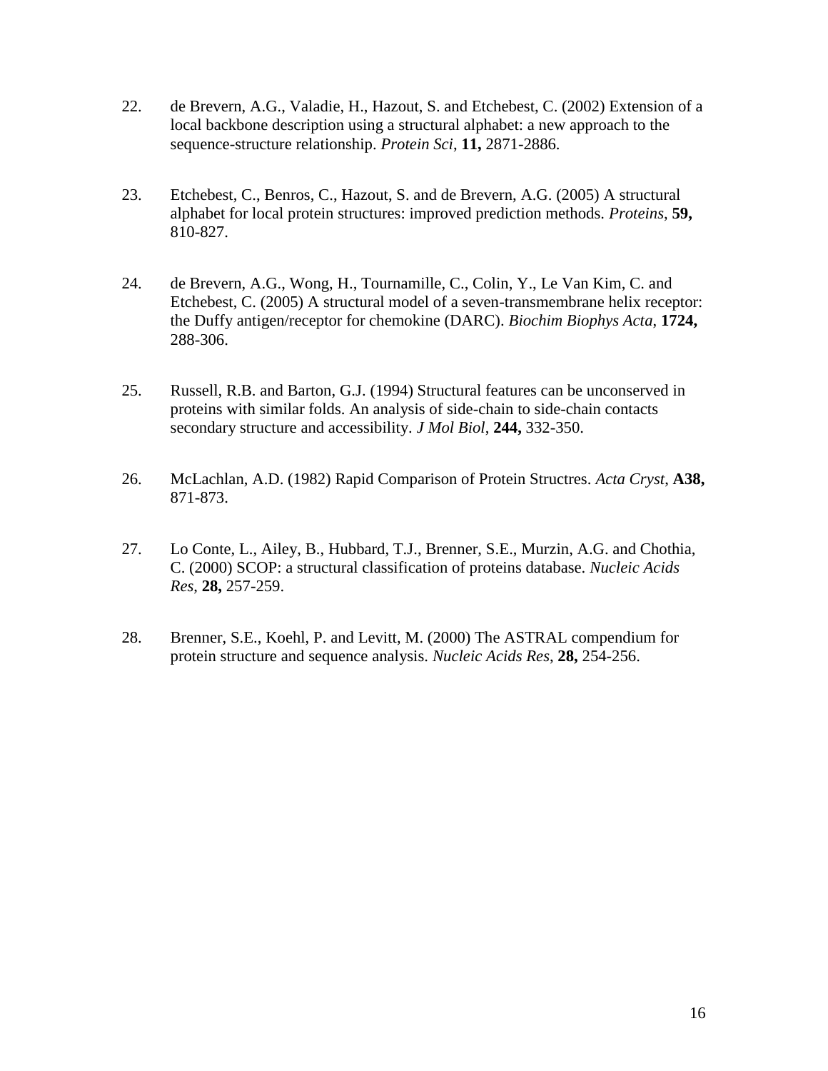22. de Brevern, A.G., Valadie, H., Hazout, S. and Etchebest, C. (2002) Extension of a local backbone description using a structural alphabet: a new approach to the sequence-structure relationship. *Protein Sci*, **11,** 2871-2886.

23. Etchebest, C., Benros, C., Hazout, S. and de Brevern, A.G. (2005) A structural alphabet for local protein structures: improved prediction methods. *Proteins*, **59,** 810-827.

24. de Brevern, A.G., Wong, H., Tournamille, C., Colin, Y., Le Van Kim, C. and Etchebest, C. (2005) A structural model of a seven-transmembrane helix receptor: the Duffy antigen/receptor for chemokine (DARC). *Biochim Biophys Acta*, **1724,** 288-306.

25. Russell, R.B. and Barton, G.J. (1994) Structural features can be unconserved in proteins with similar folds. An analysis of side-chain to side-chain contacts secondary structure and accessibility. *J Mol Biol*, **244,** 332-350.

26. McLachlan, A.D. (1982) Rapid Comparison of Protein Structres. *Acta Cryst*, **A38,** 871-873.

27. Lo Conte, L., Ailey, B., Hubbard, T.J., Brenner, S.E., Murzin, A.G. and Chothia, C. (2000) SCOP: a structural classification of proteins database. *Nucleic Acids Res*, **28,** 257-259.

28. Brenner, S.E., Koehl, P. and Levitt, M. (2000) The ASTRAL compendium for protein structure and sequence analysis. *Nucleic Acids Res*, **28,** 254-256.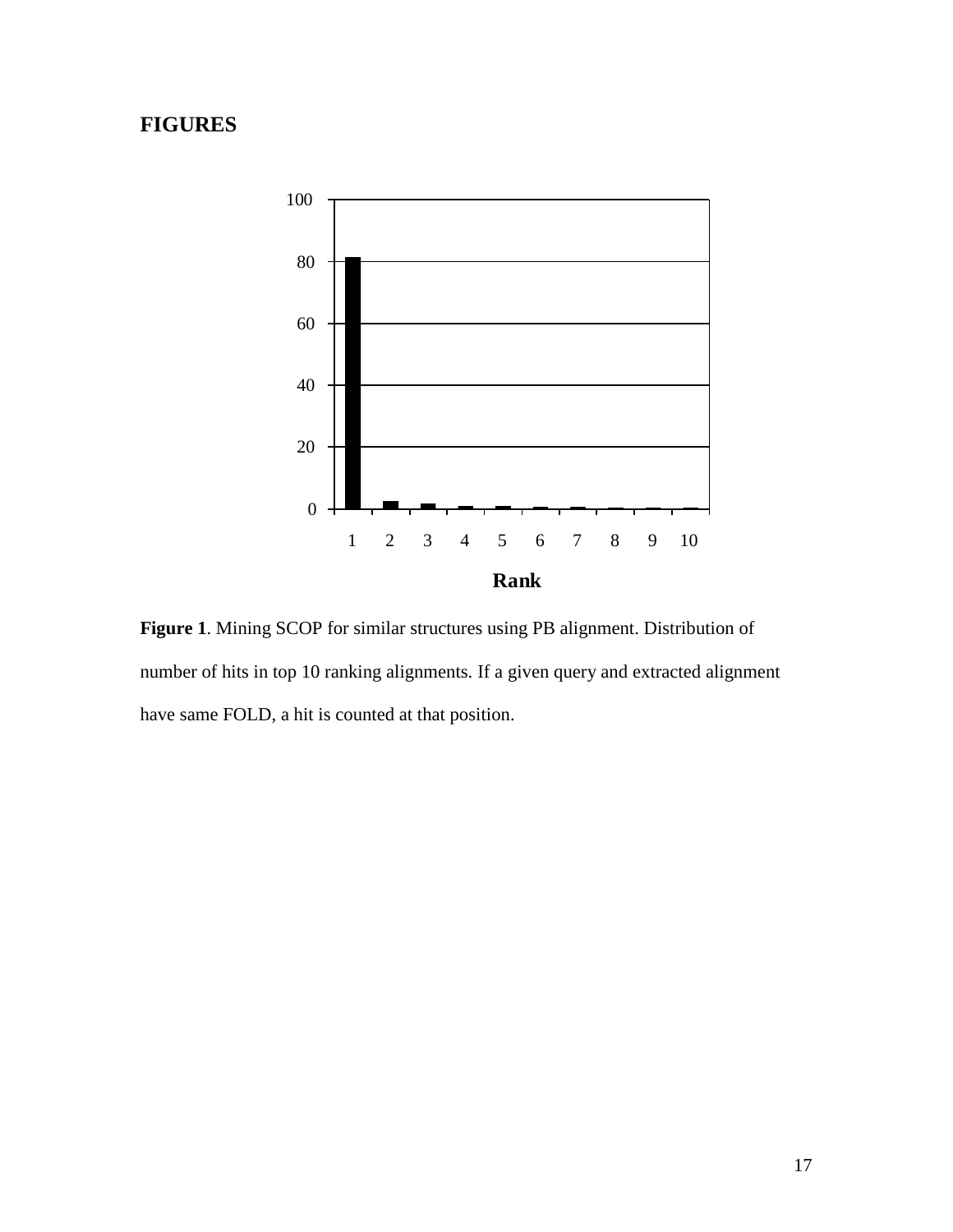## FIGURES

**Figure 1**. Mining SCOP for similar structures using PB alignment. Distribution of number of hits in top 10 ranking alignments. If a given query and extracted alignment have same FOLD, a hit is counted at that position.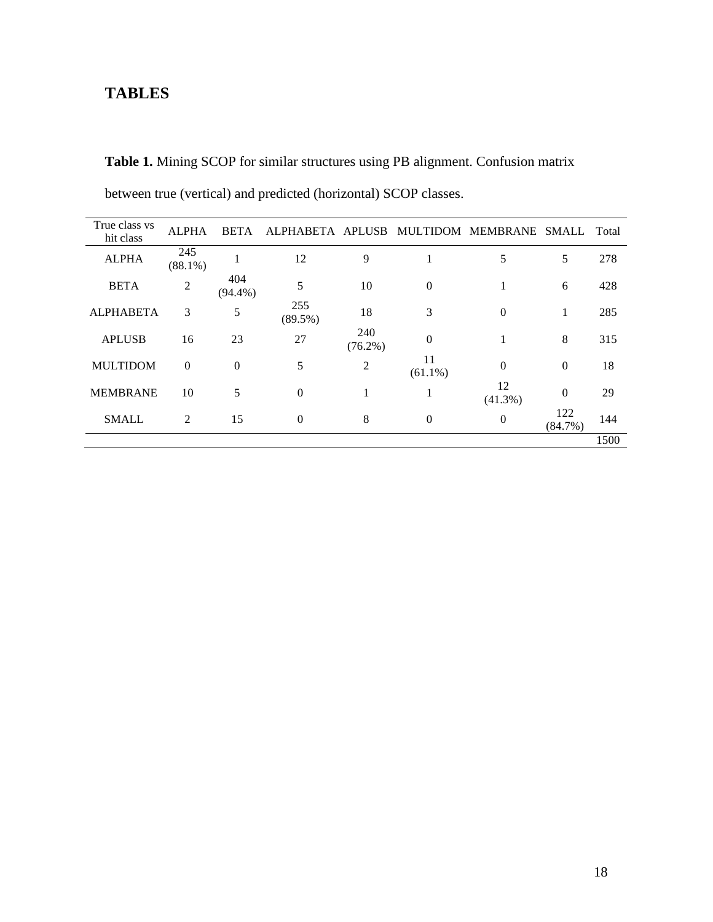# TABLES

**Table 1.** Mining SCOP for similar structures using PB alignment. Confusion matrix between true (vertical) and predicted (horizontal) SCOP classes.

| True class vs hit class | ALPHA | BETA | ALPHABETA | APLUSB | MULTIDOM | MEMBRANE | SMALL | Total |
|---|---|---|---|---|---|---|---|---|
| ALPHA | 245 (88.1%) | 1 | 12 | 9 | 1 | 5 | 5 | 278 |
| BETA | 2 | 404 (94.4%) | 5 | 10 | 0 | 1 | 6 | 428 |
| ALPHABETA | 3 | 5 | 255 (89.5%) | 18 | 3 | 0 | 1 | 285 |
| APLUSB | 16 | 23 | 27 | 240 (76.2%) | 0 | 1 | 8 | 315 |
| MULTIDOM | 0 | 0 | 5 | 2 | 11 (61.1%) | 0 | 0 | 18 |
| MEMBRANE | 10 | 5 | 0 | 1 | 1 | 12 (41.3%) | 0 | 29 |
| SMALL | 2 | 15 | 0 | 8 | 0 | 0 | 122 (84.7%) | 144 |
| | | | | | | | | 1500 |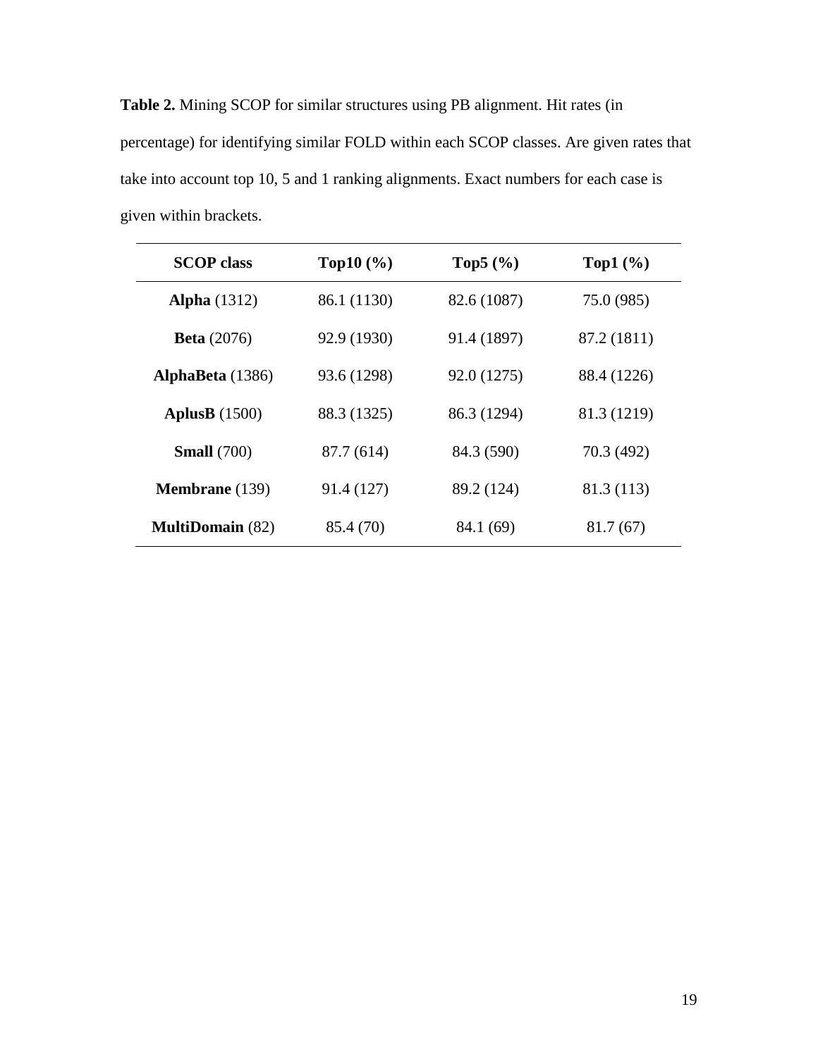**Table 2.** Mining SCOP for similar structures using PB alignment. Hit rates (in percentage) for identifying similar FOLD within each SCOP classes. Are given rates that take into account top 10, 5 and 1 ranking alignments. Exact numbers for each case is given within brackets.

| SCOP class | Top10 (%) | Top5 (%) | Top1 (%) |
|---|---|---|---|
| **Alpha** (1312) | 86.1 (1130) | 82.6 (1087) | 75.0 (985) |
| **Beta** (2076) | 92.9 (1930) | 91.4 (1897) | 87.2 (1811) |
| **AlphaBeta** (1386) | 93.6 (1298) | 92.0 (1275) | 88.4 (1226) |
| **AplusB** (1500) | 88.3 (1325) | 86.3 (1294) | 81.3 (1219) |
| **Small** (700) | 87.7 (614) | 84.3 (590) | 70.3 (492) |
| **Membrane** (139) | 91.4 (127) | 89.2 (124) | 81.3 (113) |
| **MultiDomain** (82) | 85.4 (70) | 84.1 (69) | 81.7 (67) |